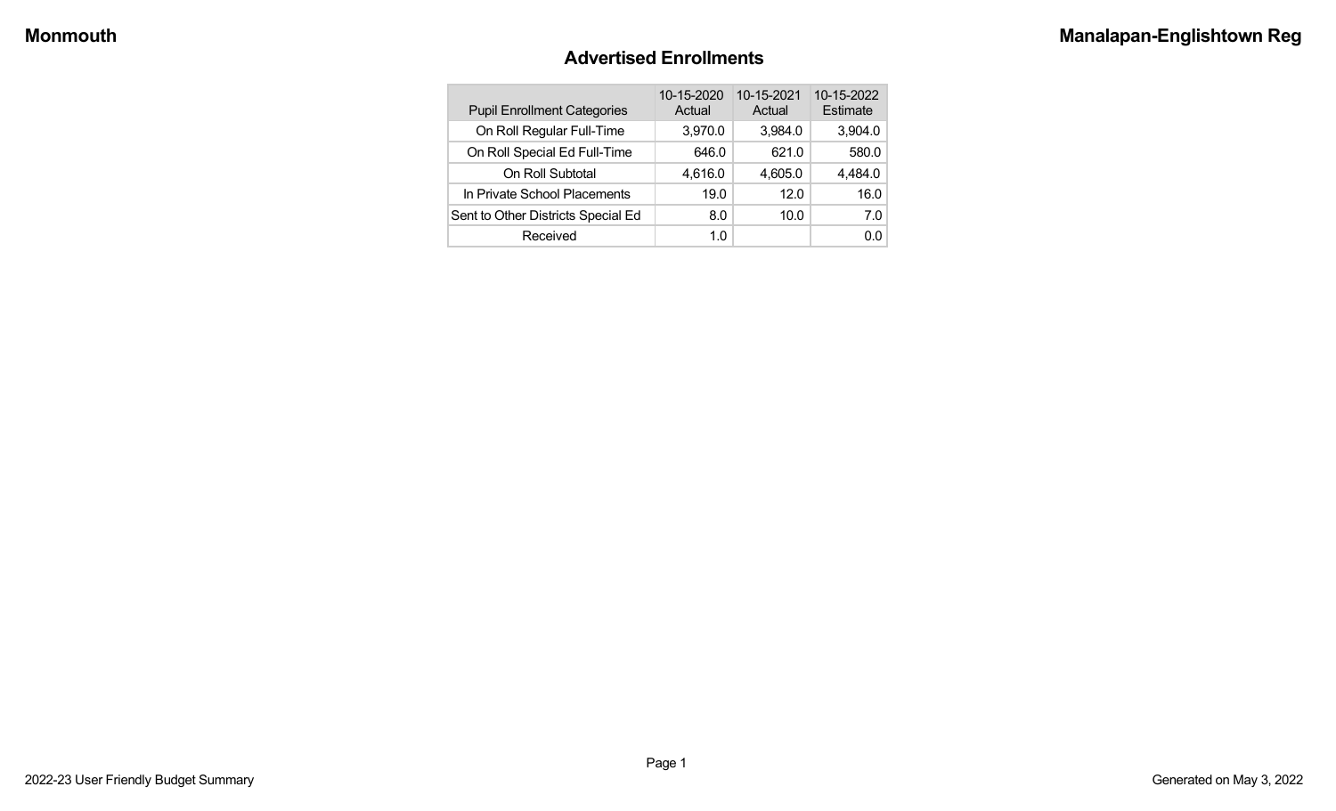**Monmouth** **Manalapan-Englishtown Reg**

## Advertised Enrollments

| Pupil Enrollment Categories | 10-15-2020 Actual | 10-15-2021 Actual | 10-15-2022 Estimate |
|---|---|---|---|
| On Roll Regular Full-Time | 3,970.0 | 3,984.0 | 3,904.0 |
| On Roll Special Ed Full-Time | 646.0 | 621.0 | 580.0 |
| On Roll Subtotal | 4,616.0 | 4,605.0 | 4,484.0 |
| In Private School Placements | 19.0 | 12.0 | 16.0 |
| Sent to Other Districts Special Ed | 8.0 | 10.0 | 7.0 |
| Received | 1.0 | | 0.0 |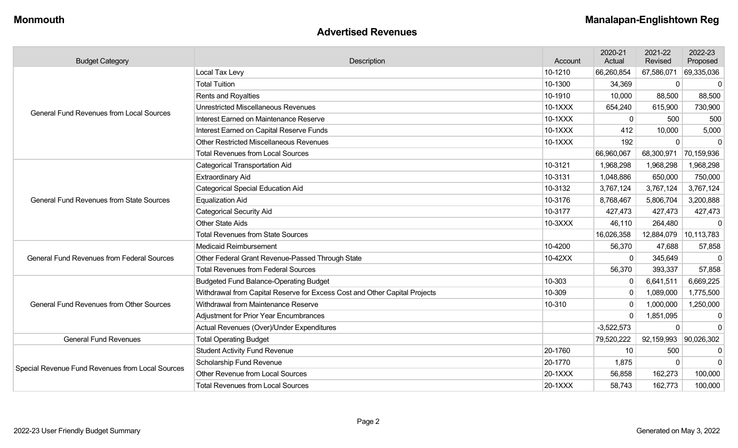Monmouth

Manalapan-Englishtown Reg

## Advertised Revenues

| Budget Category | Description | Account | 2020-21 Actual | 2021-22 Revised | 2022-23 Proposed |
|---|---|---|---|---|---|
| General Fund Revenues from Local Sources | Local Tax Levy | 10-1210 | 66,260,854 | 67,586,071 | 69,335,036 |
| | Total Tuition | 10-1300 | 34,369 | 0 | 0 |
| | Rents and Royalties | 10-1910 | 10,000 | 88,500 | 88,500 |
| | Unrestricted Miscellaneous Revenues | 10-1XXX | 654,240 | 615,900 | 730,900 |
| | Interest Earned on Maintenance Reserve | 10-1XXX | 0 | 500 | 500 |
| | Interest Earned on Capital Reserve Funds | 10-1XXX | 412 | 10,000 | 5,000 |
| | Other Restricted Miscellaneous Revenues | 10-1XXX | 192 | 0 | 0 |
| | Total Revenues from Local Sources | | 66,960,067 | 68,300,971 | 70,159,936 |
| General Fund Revenues from State Sources | Categorical Transportation Aid | 10-3121 | 1,968,298 | 1,968,298 | 1,968,298 |
| | Extraordinary Aid | 10-3131 | 1,048,886 | 650,000 | 750,000 |
| | Categorical Special Education Aid | 10-3132 | 3,767,124 | 3,767,124 | 3,767,124 |
| | Equalization Aid | 10-3176 | 8,768,467 | 5,806,704 | 3,200,888 |
| | Categorical Security Aid | 10-3177 | 427,473 | 427,473 | 427,473 |
| | Other State Aids | 10-3XXX | 46,110 | 264,480 | 0 |
| | Total Revenues from State Sources | | 16,026,358 | 12,884,079 | 10,113,783 |
| General Fund Revenues from Federal Sources | Medicaid Reimbursement | 10-4200 | 56,370 | 47,688 | 57,858 |
| | Other Federal Grant Revenue-Passed Through State | 10-42XX | 0 | 345,649 | 0 |
| | Total Revenues from Federal Sources | | 56,370 | 393,337 | 57,858 |
| General Fund Revenues from Other Sources | Budgeted Fund Balance-Operating Budget | 10-303 | 0 | 6,641,511 | 6,669,225 |
| | Withdrawal from Capital Reserve for Excess Cost and Other Capital Projects | 10-309 | 0 | 1,089,000 | 1,775,500 |
| | Withdrawal from Maintenance Reserve | 10-310 | 0 | 1,000,000 | 1,250,000 |
| | Adjustment for Prior Year Encumbrances | | 0 | 1,851,095 | 0 |
| | Actual Revenues (Over)/Under Expenditures | | -3,522,573 | 0 | 0 |
| General Fund Revenues | Total Operating Budget | | 79,520,222 | 92,159,993 | 90,026,302 |
| Special Revenue Fund Revenues from Local Sources | Student Activity Fund Revenue | 20-1760 | 10 | 500 | 0 |
| | Scholarship Fund Revenue | 20-1770 | 1,875 | 0 | 0 |
| | Other Revenue from Local Sources | 20-1XXX | 56,858 | 162,273 | 100,000 |
| | Total Revenues from Local Sources | 20-1XXX | 58,743 | 162,773 | 100,000 |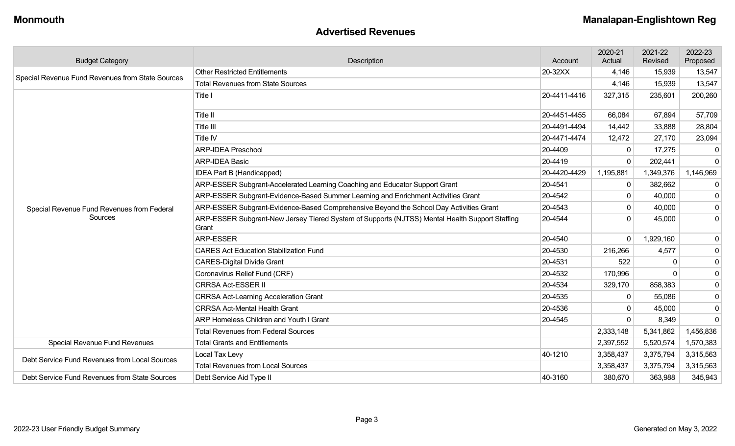## Advertised Revenues

| Budget Category | Description | Account | 2020-21 Actual | 2021-22 Revised | 2022-23 Proposed |
|---|---|---|---|---|---|
| Special Revenue Fund Revenues from State Sources | Other Restricted Entitlements | 20-32XX | 4,146 | 15,939 | 13,547 |
| | Total Revenues from State Sources | | 4,146 | 15,939 | 13,547 |
| Special Revenue Fund Revenues from Federal Sources | Title I | 20-4411-4416 | 327,315 | 235,601 | 200,260 |
| | Title II | 20-4451-4455 | 66,084 | 67,894 | 57,709 |
| | Title III | 20-4491-4494 | 14,442 | 33,888 | 28,804 |
| | Title IV | 20-4471-4474 | 12,472 | 27,170 | 23,094 |
| | ARP-IDEA Preschool | 20-4409 | 0 | 17,275 | 0 |
| | ARP-IDEA Basic | 20-4419 | 0 | 202,441 | 0 |
| | IDEA Part B (Handicapped) | 20-4420-4429 | 1,195,881 | 1,349,376 | 1,146,969 |
| | ARP-ESSER Subgrant-Accelerated Learning Coaching and Educator Support Grant | 20-4541 | 0 | 382,662 | 0 |
| | ARP-ESSER Subgrant-Evidence-Based Summer Learning and Enrichment Activities Grant | 20-4542 | 0 | 40,000 | 0 |
| | ARP-ESSER Subgrant-Evidence-Based Comprehensive Beyond the School Day Activities Grant | 20-4543 | 0 | 40,000 | 0 |
| | ARP-ESSER Subgrant-New Jersey Tiered System of Supports (NJTSS) Mental Health Support Staffing Grant | 20-4544 | 0 | 45,000 | 0 |
| | ARP-ESSER | 20-4540 | 0 | 1,929,160 | 0 |
| | CARES Act Education Stabilization Fund | 20-4530 | 216,266 | 4,577 | 0 |
| | CARES-Digital Divide Grant | 20-4531 | 522 | 0 | 0 |
| | Coronavirus Relief Fund (CRF) | 20-4532 | 170,996 | 0 | 0 |
| | CRRSA Act-ESSER II | 20-4534 | 329,170 | 858,383 | 0 |
| | CRRSA Act-Learning Acceleration Grant | 20-4535 | 0 | 55,086 | 0 |
| | CRRSA Act-Mental Health Grant | 20-4536 | 0 | 45,000 | 0 |
| | ARP Homeless Children and Youth I Grant | 20-4545 | 0 | 8,349 | 0 |
| | Total Revenues from Federal Sources | | 2,333,148 | 5,341,862 | 1,456,836 |
| Special Revenue Fund Revenues | Total Grants and Entitlements | | 2,397,552 | 5,520,574 | 1,570,383 |
| Debt Service Fund Revenues from Local Sources | Local Tax Levy | 40-1210 | 3,358,437 | 3,375,794 | 3,315,563 |
| | Total Revenues from Local Sources | | 3,358,437 | 3,375,794 | 3,315,563 |
| Debt Service Fund Revenues from State Sources | Debt Service Aid Type II | 40-3160 | 380,670 | 363,988 | 345,943 |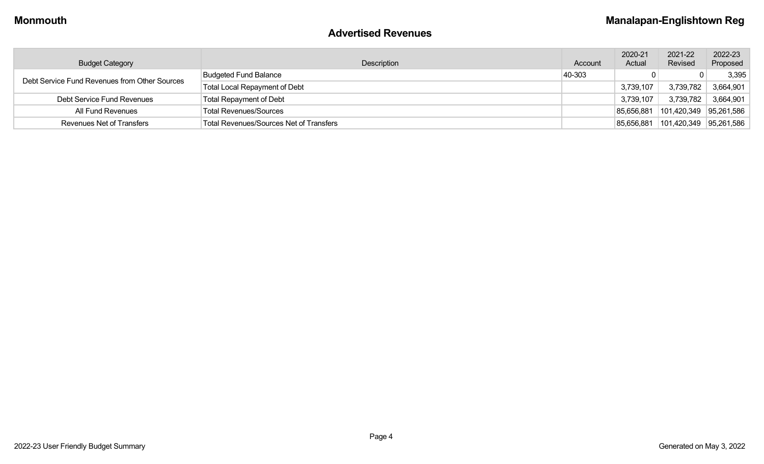## Advertised Revenues

| Budget Category | Description | Account | 2020-21 Actual | 2021-22 Revised | 2022-23 Proposed |
|---|---|---|---|---|---|
| Debt Service Fund Revenues from Other Sources | Budgeted Fund Balance | 40-303 | 0 | 0 | 3,395 |
| | Total Local Repayment of Debt | | 3,739,107 | 3,739,782 | 3,664,901 |
| Debt Service Fund Revenues | Total Repayment of Debt | | 3,739,107 | 3,739,782 | 3,664,901 |
| All Fund Revenues | Total Revenues/Sources | | 85,656,881 | 101,420,349 | 95,261,586 |
| Revenues Net of Transfers | Total Revenues/Sources Net of Transfers | | 85,656,881 | 101,420,349 | 95,261,586 |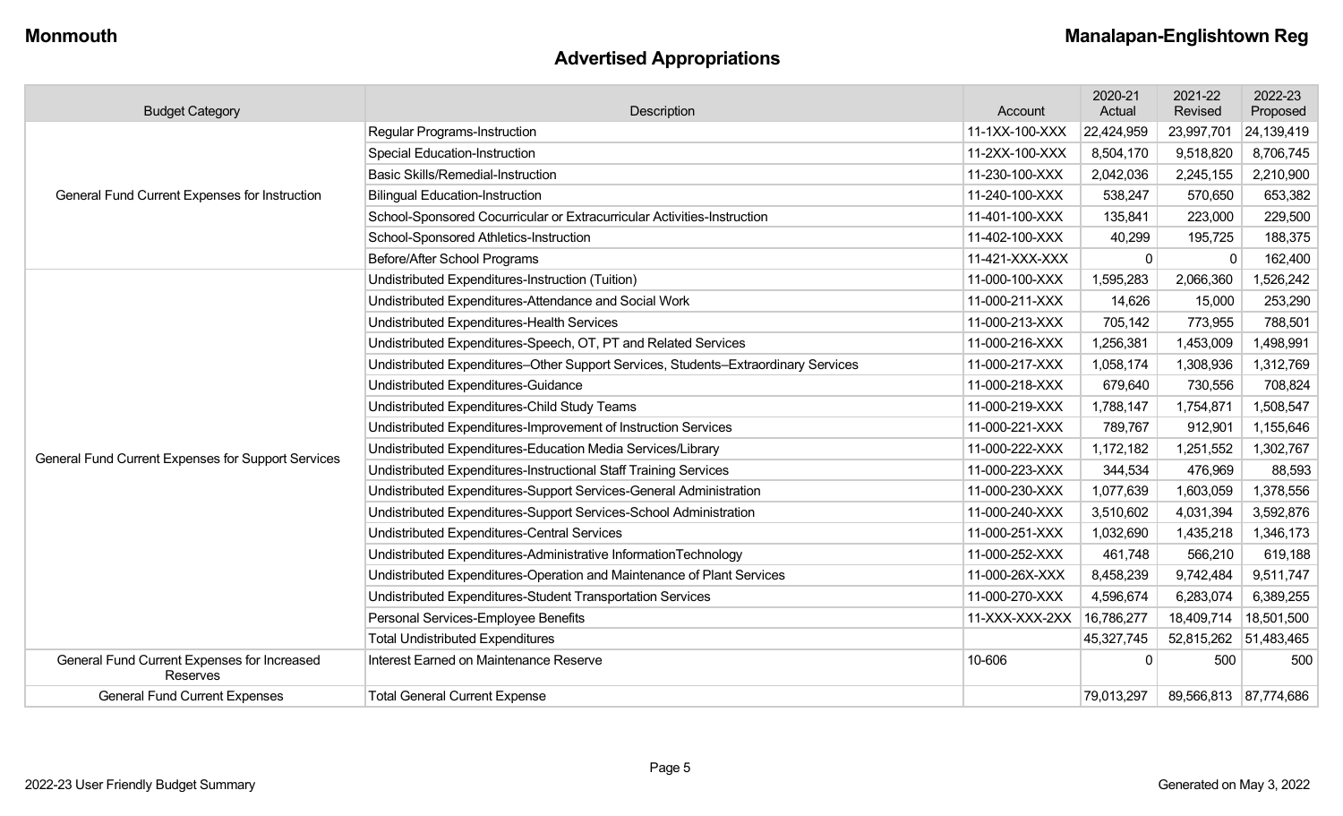Monmouth

Manalapan-Englishtown Reg

## Advertised Appropriations

| Budget Category | Description | Account | 2020-21 Actual | 2021-22 Revised | 2022-23 Proposed |
|---|---|---|---|---|---|
| General Fund Current Expenses for Instruction | Regular Programs-Instruction | 11-1XX-100-XXX | 22,424,959 | 23,997,701 | 24,139,419 |
| | Special Education-Instruction | 11-2XX-100-XXX | 8,504,170 | 9,518,820 | 8,706,745 |
| | Basic Skills/Remedial-Instruction | 11-230-100-XXX | 2,042,036 | 2,245,155 | 2,210,900 |
| | Bilingual Education-Instruction | 11-240-100-XXX | 538,247 | 570,650 | 653,382 |
| | School-Sponsored Cocurricular or Extracurricular Activities-Instruction | 11-401-100-XXX | 135,841 | 223,000 | 229,500 |
| | School-Sponsored Athletics-Instruction | 11-402-100-XXX | 40,299 | 195,725 | 188,375 |
| | Before/After School Programs | 11-421-XXX-XXX | 0 | 0 | 162,400 |
| General Fund Current Expenses for Support Services | Undistributed Expenditures-Instruction (Tuition) | 11-000-100-XXX | 1,595,283 | 2,066,360 | 1,526,242 |
| | Undistributed Expenditures-Attendance and Social Work | 11-000-211-XXX | 14,626 | 15,000 | 253,290 |
| | Undistributed Expenditures-Health Services | 11-000-213-XXX | 705,142 | 773,955 | 788,501 |
| | Undistributed Expenditures-Speech, OT, PT and Related Services | 11-000-216-XXX | 1,256,381 | 1,453,009 | 1,498,991 |
| | Undistributed Expenditures–Other Support Services, Students–Extraordinary Services | 11-000-217-XXX | 1,058,174 | 1,308,936 | 1,312,769 |
| | Undistributed Expenditures-Guidance | 11-000-218-XXX | 679,640 | 730,556 | 708,824 |
| | Undistributed Expenditures-Child Study Teams | 11-000-219-XXX | 1,788,147 | 1,754,871 | 1,508,547 |
| | Undistributed Expenditures-Improvement of Instruction Services | 11-000-221-XXX | 789,767 | 912,901 | 1,155,646 |
| | Undistributed Expenditures-Education Media Services/Library | 11-000-222-XXX | 1,172,182 | 1,251,552 | 1,302,767 |
| | Undistributed Expenditures-Instructional Staff Training Services | 11-000-223-XXX | 344,534 | 476,969 | 88,593 |
| | Undistributed Expenditures-Support Services-General Administration | 11-000-230-XXX | 1,077,639 | 1,603,059 | 1,378,556 |
| | Undistributed Expenditures-Support Services-School Administration | 11-000-240-XXX | 3,510,602 | 4,031,394 | 3,592,876 |
| | Undistributed Expenditures-Central Services | 11-000-251-XXX | 1,032,690 | 1,435,218 | 1,346,173 |
| | Undistributed Expenditures-Administrative InformationTechnology | 11-000-252-XXX | 461,748 | 566,210 | 619,188 |
| | Undistributed Expenditures-Operation and Maintenance of Plant Services | 11-000-26X-XXX | 8,458,239 | 9,742,484 | 9,511,747 |
| | Undistributed Expenditures-Student Transportation Services | 11-000-270-XXX | 4,596,674 | 6,283,074 | 6,389,255 |
| | Personal Services-Employee Benefits | 11-XXX-XXX-2XX | 16,786,277 | 18,409,714 | 18,501,500 |
| | Total Undistributed Expenditures | | 45,327,745 | 52,815,262 | 51,483,465 |
| General Fund Current Expenses for Increased Reserves | Interest Earned on Maintenance Reserve | 10-606 | 0 | 500 | 500 |
| General Fund Current Expenses | Total General Current Expense | | 79,013,297 | 89,566,813 | 87,774,686 |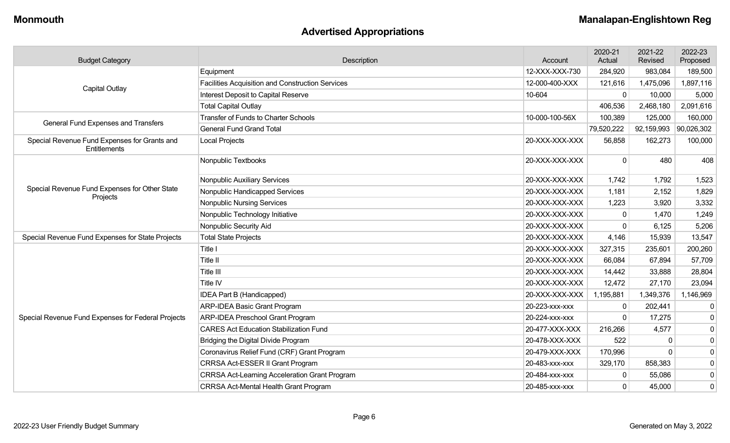## Advertised Appropriations

| Budget Category | Description | Account | 2020-21 Actual | 2021-22 Revised | 2022-23 Proposed |
|---|---|---|---|---|---|
| Capital Outlay | Equipment | 12-XXX-XXX-730 | 284,920 | 983,084 | 189,500 |
| | Facilities Acquisition and Construction Services | 12-000-400-XXX | 121,616 | 1,475,096 | 1,897,116 |
| | Interest Deposit to Capital Reserve | 10-604 | 0 | 10,000 | 5,000 |
| | Total Capital Outlay | | 406,536 | 2,468,180 | 2,091,616 |
| General Fund Expenses and Transfers | Transfer of Funds to Charter Schools | 10-000-100-56X | 100,389 | 125,000 | 160,000 |
| | General Fund Grand Total | | 79,520,222 | 92,159,993 | 90,026,302 |
| Special Revenue Fund Expenses for Grants and Entitlements | Local Projects | 20-XXX-XXX-XXX | 56,858 | 162,273 | 100,000 |
| Special Revenue Fund Expenses for Other State Projects | Nonpublic Textbooks | 20-XXX-XXX-XXX | 0 | 480 | 408 |
| | Nonpublic Auxiliary Services | 20-XXX-XXX-XXX | 1,742 | 1,792 | 1,523 |
| | Nonpublic Handicapped Services | 20-XXX-XXX-XXX | 1,181 | 2,152 | 1,829 |
| | Nonpublic Nursing Services | 20-XXX-XXX-XXX | 1,223 | 3,920 | 3,332 |
| | Nonpublic Technology Initiative | 20-XXX-XXX-XXX | 0 | 1,470 | 1,249 |
| | Nonpublic Security Aid | 20-XXX-XXX-XXX | 0 | 6,125 | 5,206 |
| Special Revenue Fund Expenses for State Projects | Total State Projects | 20-XXX-XXX-XXX | 4,146 | 15,939 | 13,547 |
| Special Revenue Fund Expenses for Federal Projects | Title I | 20-XXX-XXX-XXX | 327,315 | 235,601 | 200,260 |
| | Title II | 20-XXX-XXX-XXX | 66,084 | 67,894 | 57,709 |
| | Title III | 20-XXX-XXX-XXX | 14,442 | 33,888 | 28,804 |
| | Title IV | 20-XXX-XXX-XXX | 12,472 | 27,170 | 23,094 |
| | IDEA Part B (Handicapped) | 20-XXX-XXX-XXX | 1,195,881 | 1,349,376 | 1,146,969 |
| | ARP-IDEA Basic Grant Program | 20-223-xxx-xxx | 0 | 202,441 | 0 |
| | ARP-IDEA Preschool Grant Program | 20-224-xxx-xxx | 0 | 17,275 | 0 |
| | CARES Act Education Stabilization Fund | 20-477-XXX-XXX | 216,266 | 4,577 | 0 |
| | Bridging the Digital Divide Program | 20-478-XXX-XXX | 522 | 0 | 0 |
| | Coronavirus Relief Fund (CRF) Grant Program | 20-479-XXX-XXX | 170,996 | 0 | 0 |
| | CRRSA Act-ESSER II Grant Program | 20-483-xxx-xxx | 329,170 | 858,383 | 0 |
| | CRRSA Act-Learning Acceleration Grant Program | 20-484-xxx-xxx | 0 | 55,086 | 0 |
| | CRRSA Act-Mental Health Grant Program | 20-485-xxx-xxx | 0 | 45,000 | 0 |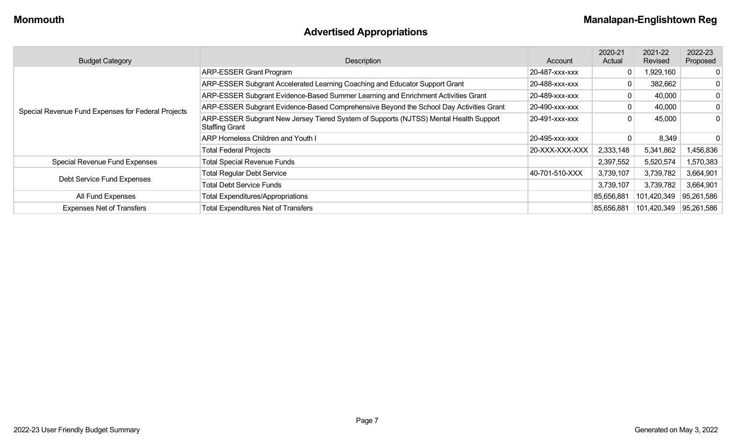## Advertised Appropriations

| Budget Category | Description | Account | 2020-21 Actual | 2021-22 Revised | 2022-23 Proposed |
|---|---|---|---|---|---|
| Special Revenue Fund Expenses for Federal Projects | ARP-ESSER Grant Program | 20-487-xxx-xxx | 0 | 1,929,160 | 0 |
| | ARP-ESSER Subgrant Accelerated Learning Coaching and Educator Support Grant | 20-488-xxx-xxx | 0 | 382,662 | 0 |
| | ARP-ESSER Subgrant Evidence-Based Summer Learning and Enrichment Activities Grant | 20-489-xxx-xxx | 0 | 40,000 | 0 |
| | ARP-ESSER Subgrant Evidence-Based Comprehensive Beyond the School Day Activities Grant | 20-490-xxx-xxx | 0 | 40,000 | 0 |
| | ARP-ESSER Subgrant New Jersey Tiered System of Supports (NJTSS) Mental Health Support Staffing Grant | 20-491-xxx-xxx | 0 | 45,000 | 0 |
| | ARP Homeless Children and Youth I | 20-495-xxx-xxx | 0 | 8,349 | 0 |
| | Total Federal Projects | 20-XXX-XXX-XXX | 2,333,148 | 5,341,862 | 1,456,836 |
| Special Revenue Fund Expenses | Total Special Revenue Funds | | 2,397,552 | 5,520,574 | 1,570,383 |
| Debt Service Fund Expenses | Total Regular Debt Service | 40-701-510-XXX | 3,739,107 | 3,739,782 | 3,664,901 |
| | Total Debt Service Funds | | 3,739,107 | 3,739,782 | 3,664,901 |
| All Fund Expenses | Total Expenditures/Appropriations | | 85,656,881 | 101,420,349 | 95,261,586 |
| Expenses Net of Transfers | Total Expenditures Net of Transfers | | 85,656,881 | 101,420,349 | 95,261,586 |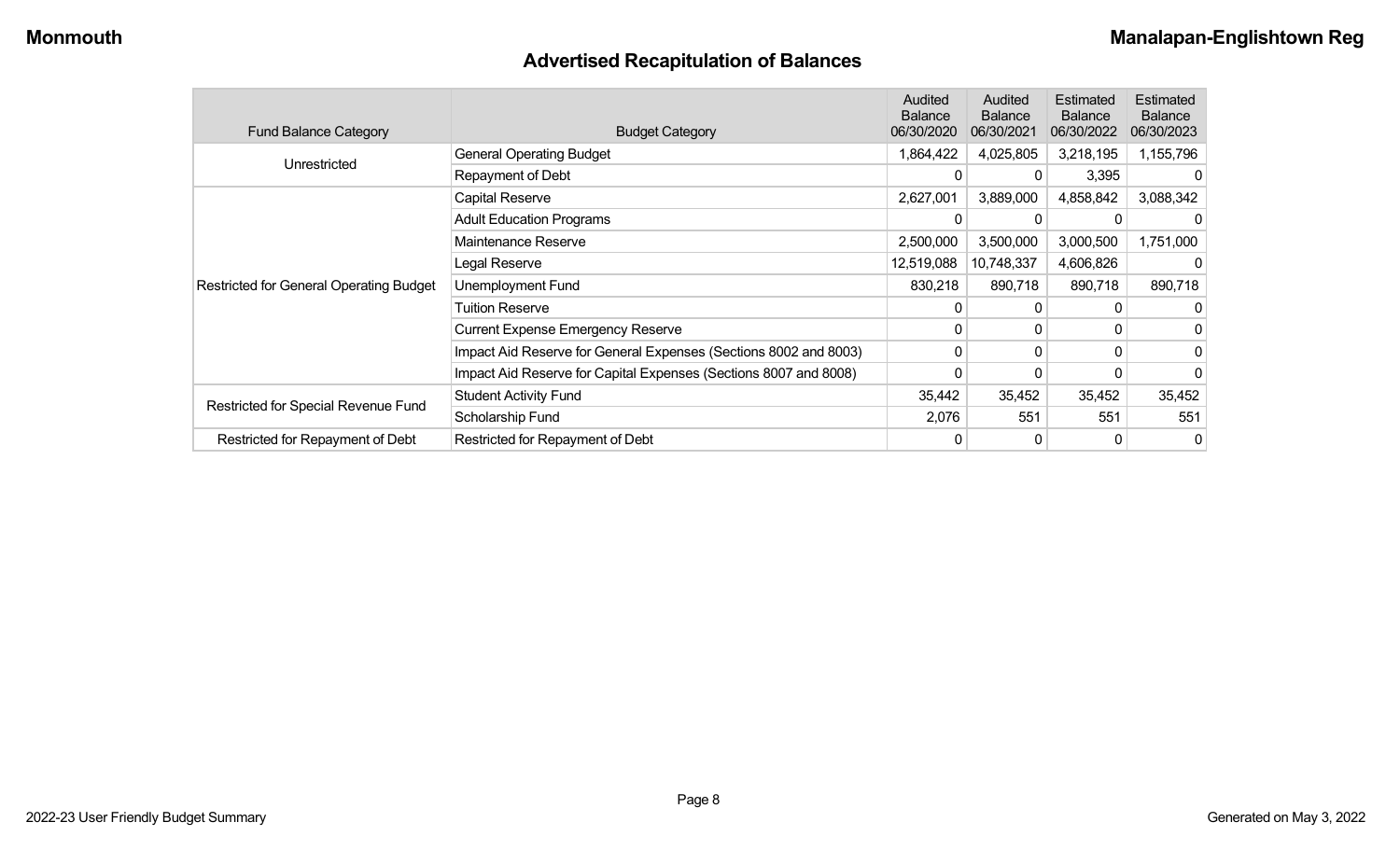## Advertised Recapitulation of Balances

| Fund Balance Category | Budget Category | Audited Balance 06/30/2020 | Audited Balance 06/30/2021 | Estimated Balance 06/30/2022 | Estimated Balance 06/30/2023 |
|---|---|---|---|---|---|
| Unrestricted | General Operating Budget | 1,864,422 | 4,025,805 | 3,218,195 | 1,155,796 |
| | Repayment of Debt | 0 | 0 | 3,395 | 0 |
| Restricted for General Operating Budget | Capital Reserve | 2,627,001 | 3,889,000 | 4,858,842 | 3,088,342 |
| | Adult Education Programs | 0 | 0 | 0 | 0 |
| | Maintenance Reserve | 2,500,000 | 3,500,000 | 3,000,500 | 1,751,000 |
| | Legal Reserve | 12,519,088 | 10,748,337 | 4,606,826 | 0 |
| | Unemployment Fund | 830,218 | 890,718 | 890,718 | 890,718 |
| | Tuition Reserve | 0 | 0 | 0 | 0 |
| | Current Expense Emergency Reserve | 0 | 0 | 0 | 0 |
| | Impact Aid Reserve for General Expenses (Sections 8002 and 8003) | 0 | 0 | 0 | 0 |
| | Impact Aid Reserve for Capital Expenses (Sections 8007 and 8008) | 0 | 0 | 0 | 0 |
| Restricted for Special Revenue Fund | Student Activity Fund | 35,442 | 35,452 | 35,452 | 35,452 |
| | Scholarship Fund | 2,076 | 551 | 551 | 551 |
| Restricted for Repayment of Debt | Restricted for Repayment of Debt | 0 | 0 | 0 | 0 |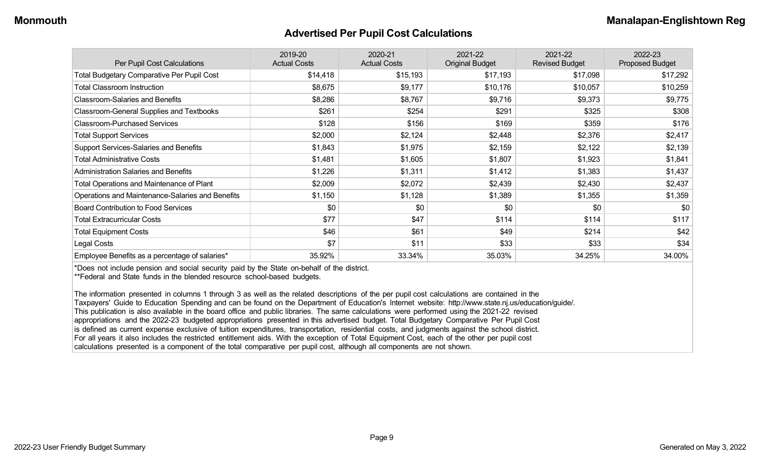# Advertised Per Pupil Cost Calculations

| Per Pupil Cost Calculations | 2019-20 Actual Costs | 2020-21 Actual Costs | 2021-22 Original Budget | 2021-22 Revised Budget | 2022-23 Proposed Budget |
|---|---|---|---|---|---|
| Total Budgetary Comparative Per Pupil Cost | $14,418 | $15,193 | $17,193 | $17,098 | $17,292 |
| Total Classroom Instruction | $8,675 | $9,177 | $10,176 | $10,057 | $10,259 |
| Classroom-Salaries and Benefits | $8,286 | $8,767 | $9,716 | $9,373 | $9,775 |
| Classroom-General Supplies and Textbooks | $261 | $254 | $291 | $325 | $308 |
| Classroom-Purchased Services | $128 | $156 | $169 | $359 | $176 |
| Total Support Services | $2,000 | $2,124 | $2,448 | $2,376 | $2,417 |
| Support Services-Salaries and Benefits | $1,843 | $1,975 | $2,159 | $2,122 | $2,139 |
| Total Administrative Costs | $1,481 | $1,605 | $1,807 | $1,923 | $1,841 |
| Administration Salaries and Benefits | $1,226 | $1,311 | $1,412 | $1,383 | $1,437 |
| Total Operations and Maintenance of Plant | $2,009 | $2,072 | $2,439 | $2,430 | $2,437 |
| Operations and Maintenance-Salaries and Benefits | $1,150 | $1,128 | $1,389 | $1,355 | $1,359 |
| Board Contribution to Food Services | $0 | $0 | $0 | $0 | $0 |
| Total Extracurricular Costs | $77 | $47 | $114 | $114 | $117 |
| Total Equipment Costs | $46 | $61 | $49 | $214 | $42 |
| Legal Costs | $7 | $11 | $33 | $33 | $34 |
| Employee Benefits as a percentage of salaries* | 35.92% | 33.34% | 35.03% | 34.25% | 34.00% |

*Does not include pension and social security paid by the State on-behalf of the district.
**Federal and State funds in the blended resource school-based budgets.

The information presented in columns 1 through 3 as well as the related descriptions of the per pupil cost calculations are contained in the Taxpayers' Guide to Education Spending and can be found on the Department of Education's Internet website: http://www.state.nj.us/education/guide/. This publication is also available in the board office and public libraries. The same calculations were performed using the 2021-22 revised appropriations and the 2022-23 budgeted appropriations presented in this advertised budget. Total Budgetary Comparative Per Pupil Cost is defined as current expense exclusive of tuition expenditures, transportation, residential costs, and judgments against the school district. For all years it also includes the restricted entitlement aids. With the exception of Total Equipment Cost, each of the other per pupil cost calculations presented is a component of the total comparative per pupil cost, although all components are not shown.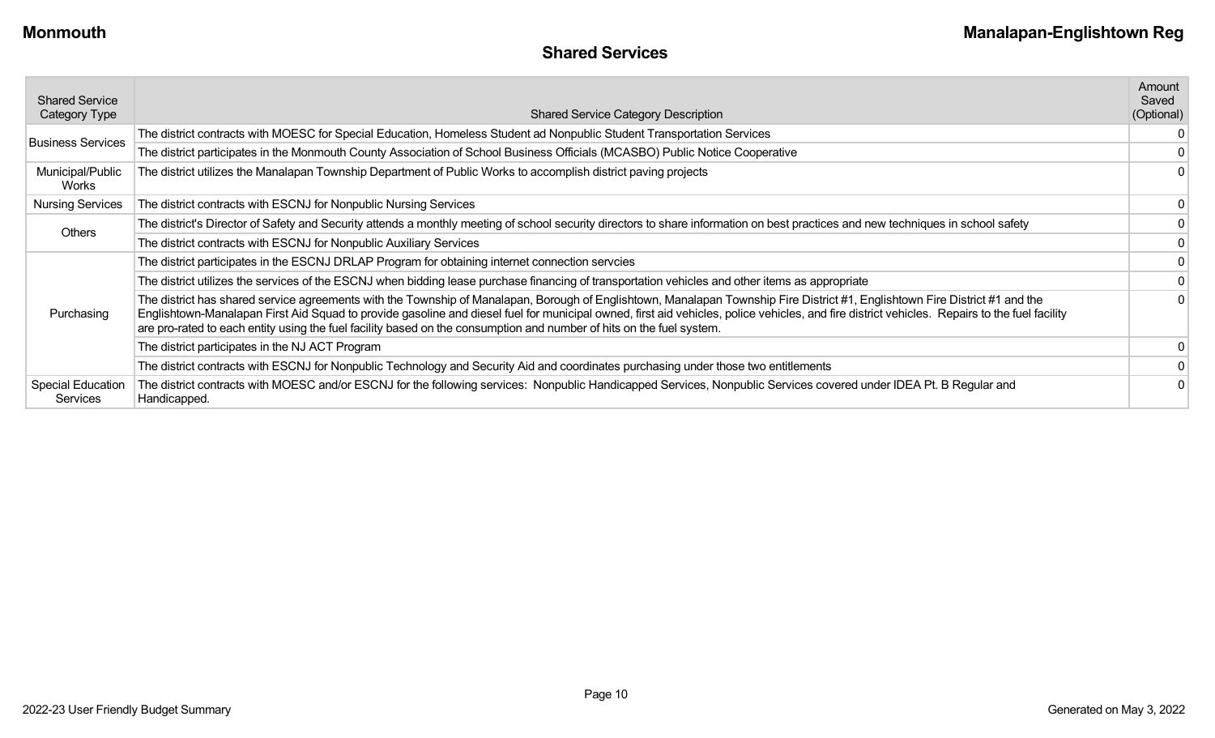## Shared Services

| Shared Service Category Type | Shared Service Category Description | Amount Saved (Optional) |
|---|---|---|
| Business Services | The district contracts with MOESC for Special Education, Homeless Student ad Nonpublic Student Transportation Services | 0 |
| | The district participates in the Monmouth County Association of School Business Officials (MCASBO) Public Notice Cooperative | 0 |
| Municipal/Public Works | The district utilizes the Manalapan Township Department of Public Works to accomplish district paving projects | 0 |
| Nursing Services | The district contracts with ESCNJ for Nonpublic Nursing Services | 0 |
| Others | The district's Director of Safety and Security attends a monthly meeting of school security directors to share information on best practices and new techniques in school safety | 0 |
| | The district contracts with ESCNJ for Nonpublic Auxiliary Services | 0 |
| Purchasing | The district participates in the ESCNJ DRLAP Program for obtaining internet connection servcies | 0 |
| | The district utilizes the services of the ESCNJ when bidding lease purchase financing of transportation vehicles and other items as appropriate | 0 |
| | The district has shared service agreements with the Township of Manalapan, Borough of Englishtown, Manalapan Township Fire District #1, Englishtown Fire District #1 and the Englishtown-Manalapan First Aid Squad to provide gasoline and diesel fuel for municipal owned, first aid vehicles, police vehicles, and fire district vehicles. Repairs to the fuel facility are pro-rated to each entity using the fuel facility based on the consumption and number of hits on the fuel system. | 0 |
| | The district participates in the NJ ACT Program | 0 |
| | The district contracts with ESCNJ for Nonpublic Technology and Security Aid and coordinates purchasing under those two entitlements | 0 |
| Special Education Services | The district contracts with MOESC and/or ESCNJ for the following services: Nonpublic Handicapped Services, Nonpublic Services covered under IDEA Pt. B Regular and Handicapped. | 0 |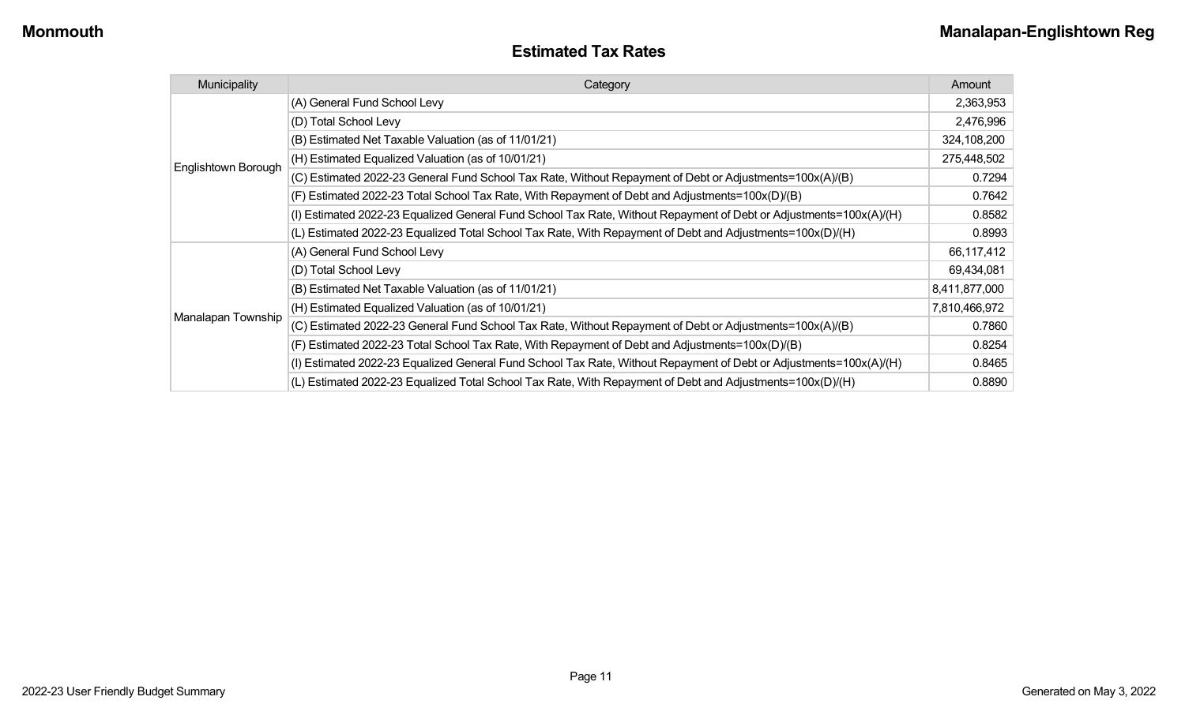## Estimated Tax Rates

| Municipality | Category | Amount |
|---|---|---|
| Englishtown Borough | (A) General Fund School Levy | 2,363,953 |
| | (D) Total School Levy | 2,476,996 |
| | (B) Estimated Net Taxable Valuation (as of 11/01/21) | 324,108,200 |
| | (H) Estimated Equalized Valuation (as of 10/01/21) | 275,448,502 |
| | (C) Estimated 2022-23 General Fund School Tax Rate, Without Repayment of Debt or Adjustments=100x(A)/(B) | 0.7294 |
| | (F) Estimated 2022-23 Total School Tax Rate, With Repayment of Debt and Adjustments=100x(D)/(B) | 0.7642 |
| | (I) Estimated 2022-23 Equalized General Fund School Tax Rate, Without Repayment of Debt or Adjustments=100x(A)/(H) | 0.8582 |
| | (L) Estimated 2022-23 Equalized Total School Tax Rate, With Repayment of Debt and Adjustments=100x(D)/(H) | 0.8993 |
| Manalapan Township | (A) General Fund School Levy | 66,117,412 |
| | (D) Total School Levy | 69,434,081 |
| | (B) Estimated Net Taxable Valuation (as of 11/01/21) | 8,411,877,000 |
| | (H) Estimated Equalized Valuation (as of 10/01/21) | 7,810,466,972 |
| | (C) Estimated 2022-23 General Fund School Tax Rate, Without Repayment of Debt or Adjustments=100x(A)/(B) | 0.7860 |
| | (F) Estimated 2022-23 Total School Tax Rate, With Repayment of Debt and Adjustments=100x(D)/(B) | 0.8254 |
| | (I) Estimated 2022-23 Equalized General Fund School Tax Rate, Without Repayment of Debt or Adjustments=100x(A)/(H) | 0.8465 |
| | (L) Estimated 2022-23 Equalized Total School Tax Rate, With Repayment of Debt and Adjustments=100x(D)/(H) | 0.8890 |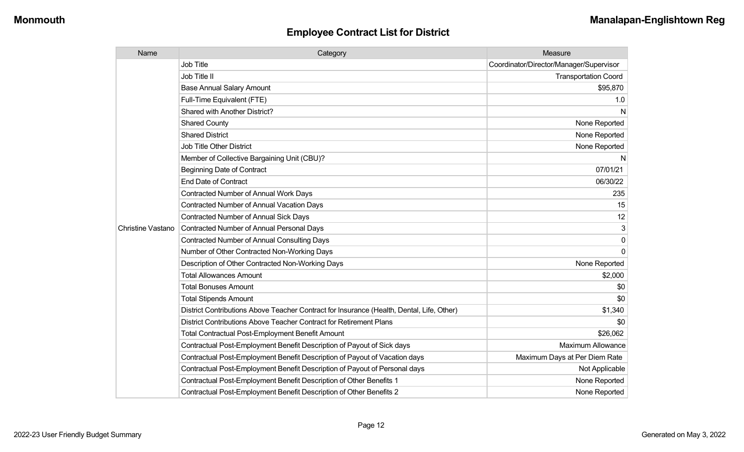## Employee Contract List for District

| Name | Category | Measure |
|---|---|---|
| Christine Vastano | Job Title | Coordinator/Director/Manager/Supervisor |
| | Job Title II | Transportation Coord |
| | Base Annual Salary Amount | $95,870 |
| | Full-Time Equivalent (FTE) | 1.0 |
| | Shared with Another District? | N |
| | Shared County | None Reported |
| | Shared District | None Reported |
| | Job Title Other District | None Reported |
| | Member of Collective Bargaining Unit (CBU)? | N |
| | Beginning Date of Contract | 07/01/21 |
| | End Date of Contract | 06/30/22 |
| | Contracted Number of Annual Work Days | 235 |
| | Contracted Number of Annual Vacation Days | 15 |
| | Contracted Number of Annual Sick Days | 12 |
| | Contracted Number of Annual Personal Days | 3 |
| | Contracted Number of Annual Consulting Days | 0 |
| | Number of Other Contracted Non-Working Days | 0 |
| | Description of Other Contracted Non-Working Days | None Reported |
| | Total Allowances Amount | $2,000 |
| | Total Bonuses Amount | $0 |
| | Total Stipends Amount | $0 |
| | District Contributions Above Teacher Contract for Insurance (Health, Dental, Life, Other) | $1,340 |
| | District Contributions Above Teacher Contract for Retirement Plans | $0 |
| | Total Contractual Post-Employment Benefit Amount | $26,062 |
| | Contractual Post-Employment Benefit Description of Payout of Sick days | Maximum Allowance |
| | Contractual Post-Employment Benefit Description of Payout of Vacation days | Maximum Days at Per Diem Rate |
| | Contractual Post-Employment Benefit Description of Payout of Personal days | Not Applicable |
| | Contractual Post-Employment Benefit Description of Other Benefits 1 | None Reported |
| | Contractual Post-Employment Benefit Description of Other Benefits 2 | None Reported |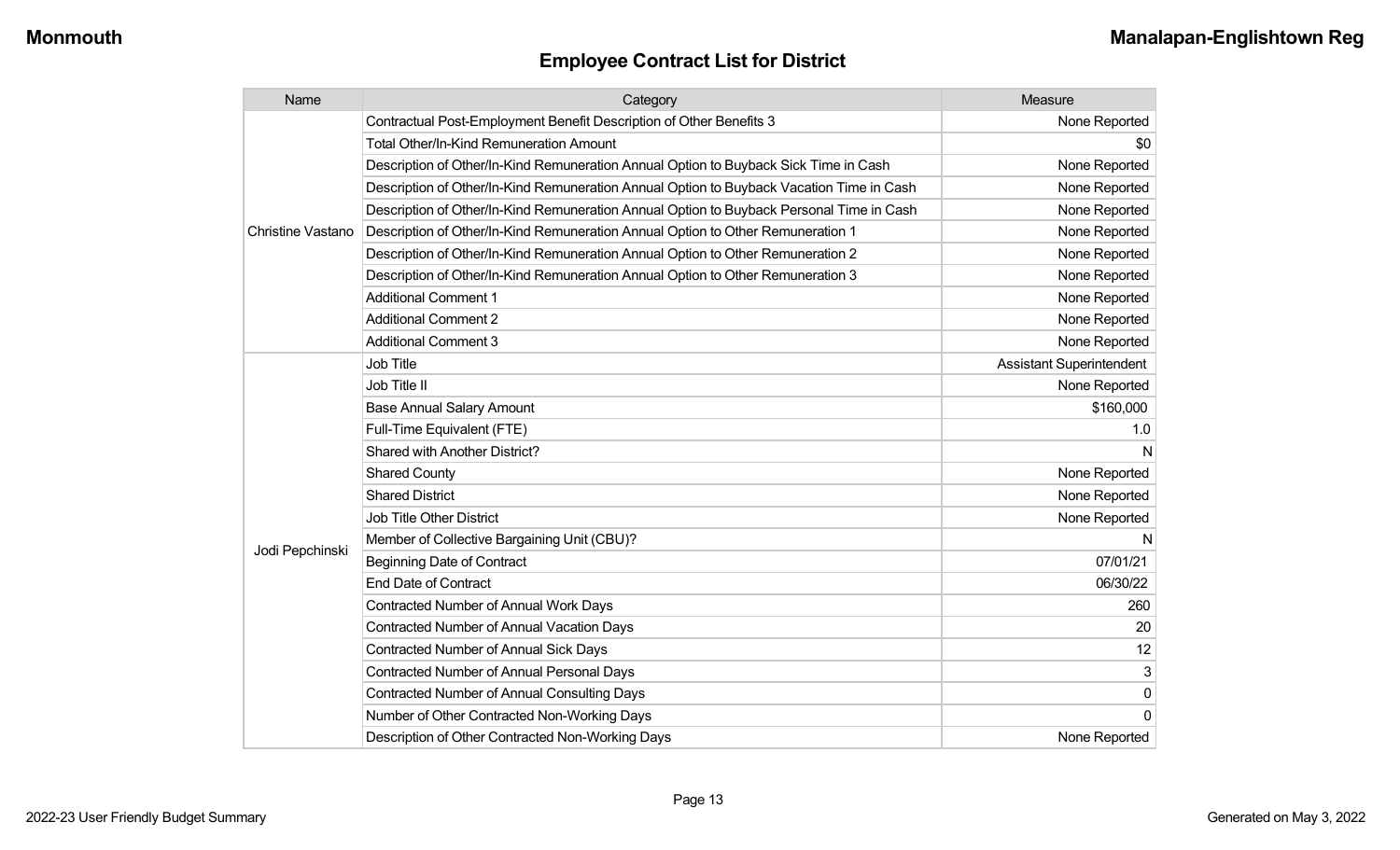## Employee Contract List for District

| Name | Category | Measure |
|---|---|---|
| Christine Vastano | Contractual Post-Employment Benefit Description of Other Benefits 3 | None Reported |
| | Total Other/In-Kind Remuneration Amount | $0 |
| | Description of Other/In-Kind Remuneration Annual Option to Buyback Sick Time in Cash | None Reported |
| | Description of Other/In-Kind Remuneration Annual Option to Buyback Vacation Time in Cash | None Reported |
| | Description of Other/In-Kind Remuneration Annual Option to Buyback Personal Time in Cash | None Reported |
| | Description of Other/In-Kind Remuneration Annual Option to Other Remuneration 1 | None Reported |
| | Description of Other/In-Kind Remuneration Annual Option to Other Remuneration 2 | None Reported |
| | Description of Other/In-Kind Remuneration Annual Option to Other Remuneration 3 | None Reported |
| | Additional Comment 1 | None Reported |
| | Additional Comment 2 | None Reported |
| | Additional Comment 3 | None Reported |
| Jodi Pepchinski | Job Title | Assistant Superintendent |
| | Job Title II | None Reported |
| | Base Annual Salary Amount | $160,000 |
| | Full-Time Equivalent (FTE) | 1.0 |
| | Shared with Another District? | N |
| | Shared County | None Reported |
| | Shared District | None Reported |
| | Job Title Other District | None Reported |
| | Member of Collective Bargaining Unit (CBU)? | N |
| | Beginning Date of Contract | 07/01/21 |
| | End Date of Contract | 06/30/22 |
| | Contracted Number of Annual Work Days | 260 |
| | Contracted Number of Annual Vacation Days | 20 |
| | Contracted Number of Annual Sick Days | 12 |
| | Contracted Number of Annual Personal Days | 3 |
| | Contracted Number of Annual Consulting Days | 0 |
| | Number of Other Contracted Non-Working Days | 0 |
| | Description of Other Contracted Non-Working Days | None Reported |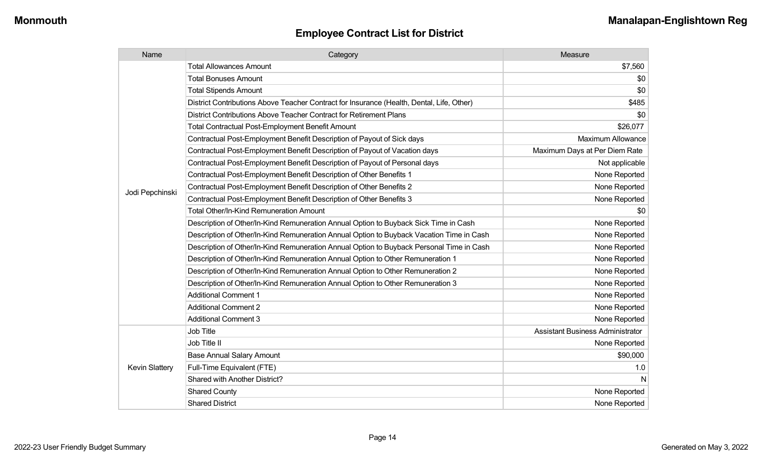## Employee Contract List for District

| Name | Category | Measure |
| --- | --- | --- |
| Jodi Pepchinski | Total Allowances Amount | $7,560 |
| | Total Bonuses Amount | $0 |
| | Total Stipends Amount | $0 |
| | District Contributions Above Teacher Contract for Insurance (Health, Dental, Life, Other) | $485 |
| | District Contributions Above Teacher Contract for Retirement Plans | $0 |
| | Total Contractual Post-Employment Benefit Amount | $26,077 |
| | Contractual Post-Employment Benefit Description of Payout of Sick days | Maximum Allowance |
| | Contractual Post-Employment Benefit Description of Payout of Vacation days | Maximum Days at Per Diem Rate |
| | Contractual Post-Employment Benefit Description of Payout of Personal days | Not applicable |
| | Contractual Post-Employment Benefit Description of Other Benefits 1 | None Reported |
| | Contractual Post-Employment Benefit Description of Other Benefits 2 | None Reported |
| | Contractual Post-Employment Benefit Description of Other Benefits 3 | None Reported |
| | Total Other/In-Kind Remuneration Amount | $0 |
| | Description of Other/In-Kind Remuneration Annual Option to Buyback Sick Time in Cash | None Reported |
| | Description of Other/In-Kind Remuneration Annual Option to Buyback Vacation Time in Cash | None Reported |
| | Description of Other/In-Kind Remuneration Annual Option to Buyback Personal Time in Cash | None Reported |
| | Description of Other/In-Kind Remuneration Annual Option to Other Remuneration 1 | None Reported |
| | Description of Other/In-Kind Remuneration Annual Option to Other Remuneration 2 | None Reported |
| | Description of Other/In-Kind Remuneration Annual Option to Other Remuneration 3 | None Reported |
| | Additional Comment 1 | None Reported |
| | Additional Comment 2 | None Reported |
| | Additional Comment 3 | None Reported |
| Kevin Slattery | Job Title | Assistant Business Administrator |
| | Job Title II | None Reported |
| | Base Annual Salary Amount | $90,000 |
| | Full-Time Equivalent (FTE) | 1.0 |
| | Shared with Another District? | N |
| | Shared County | None Reported |
| | Shared District | None Reported |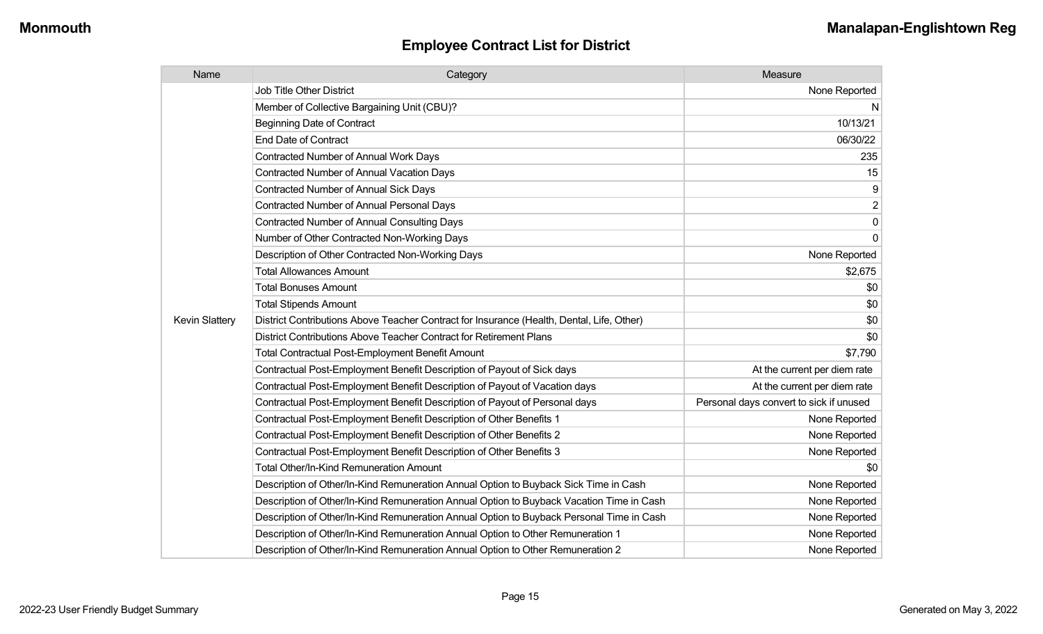## Employee Contract List for District

| Name | Category | Measure |
|---|---|---|
| Kevin Slattery | Job Title Other District | None Reported |
| | Member of Collective Bargaining Unit (CBU)? | N |
| | Beginning Date of Contract | 10/13/21 |
| | End Date of Contract | 06/30/22 |
| | Contracted Number of Annual Work Days | 235 |
| | Contracted Number of Annual Vacation Days | 15 |
| | Contracted Number of Annual Sick Days | 9 |
| | Contracted Number of Annual Personal Days | 2 |
| | Contracted Number of Annual Consulting Days | 0 |
| | Number of Other Contracted Non-Working Days | 0 |
| | Description of Other Contracted Non-Working Days | None Reported |
| | Total Allowances Amount | $2,675 |
| | Total Bonuses Amount | $0 |
| | Total Stipends Amount | $0 |
| | District Contributions Above Teacher Contract for Insurance (Health, Dental, Life, Other) | $0 |
| | District Contributions Above Teacher Contract for Retirement Plans | $0 |
| | Total Contractual Post-Employment Benefit Amount | $7,790 |
| | Contractual Post-Employment Benefit Description of Payout of Sick days | At the current per diem rate |
| | Contractual Post-Employment Benefit Description of Payout of Vacation days | At the current per diem rate |
| | Contractual Post-Employment Benefit Description of Payout of Personal days | Personal days convert to sick if unused |
| | Contractual Post-Employment Benefit Description of Other Benefits 1 | None Reported |
| | Contractual Post-Employment Benefit Description of Other Benefits 2 | None Reported |
| | Contractual Post-Employment Benefit Description of Other Benefits 3 | None Reported |
| | Total Other/In-Kind Remuneration Amount | $0 |
| | Description of Other/In-Kind Remuneration Annual Option to Buyback Sick Time in Cash | None Reported |
| | Description of Other/In-Kind Remuneration Annual Option to Buyback Vacation Time in Cash | None Reported |
| | Description of Other/In-Kind Remuneration Annual Option to Buyback Personal Time in Cash | None Reported |
| | Description of Other/In-Kind Remuneration Annual Option to Other Remuneration 1 | None Reported |
| | Description of Other/In-Kind Remuneration Annual Option to Other Remuneration 2 | None Reported |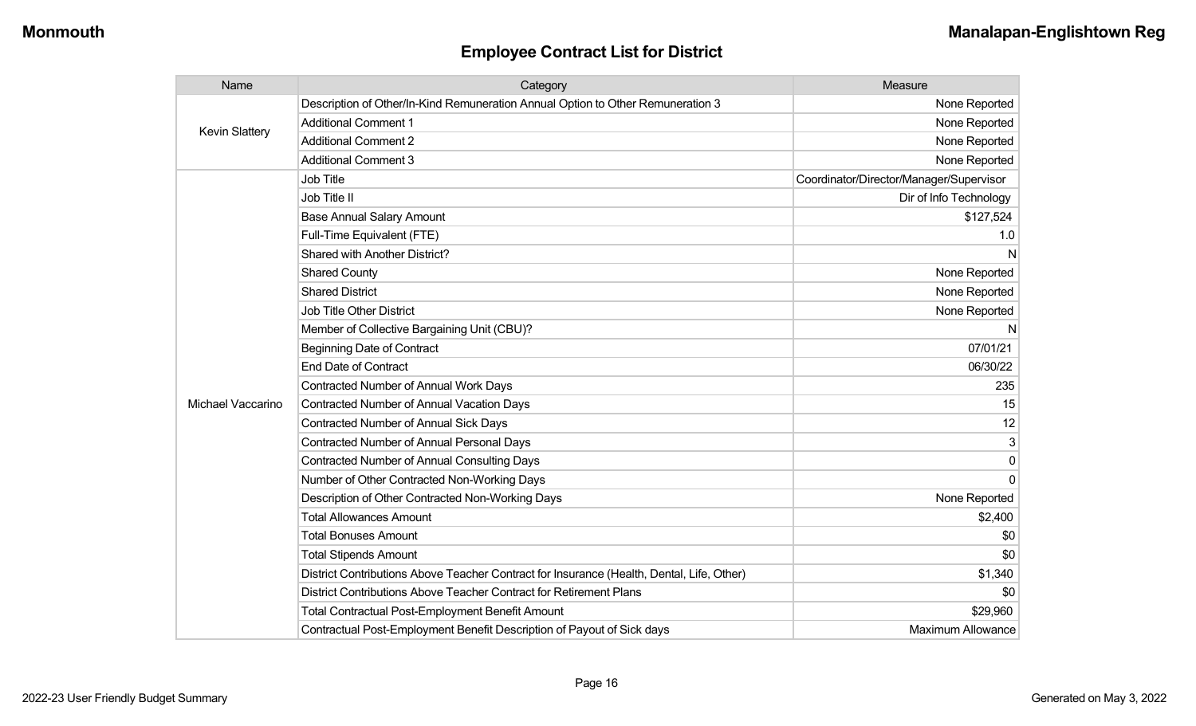## Employee Contract List for District

| Name | Category | Measure |
|---|---|---|
| Kevin Slattery | Description of Other/In-Kind Remuneration Annual Option to Other Remuneration 3 | None Reported |
| | Additional Comment 1 | None Reported |
| | Additional Comment 2 | None Reported |
| | Additional Comment 3 | None Reported |
| Michael Vaccarino | Job Title | Coordinator/Director/Manager/Supervisor |
| | Job Title II | Dir of Info Technology |
| | Base Annual Salary Amount | $127,524 |
| | Full-Time Equivalent (FTE) | 1.0 |
| | Shared with Another District? | N |
| | Shared County | None Reported |
| | Shared District | None Reported |
| | Job Title Other District | None Reported |
| | Member of Collective Bargaining Unit (CBU)? | N |
| | Beginning Date of Contract | 07/01/21 |
| | End Date of Contract | 06/30/22 |
| | Contracted Number of Annual Work Days | 235 |
| | Contracted Number of Annual Vacation Days | 15 |
| | Contracted Number of Annual Sick Days | 12 |
| | Contracted Number of Annual Personal Days | 3 |
| | Contracted Number of Annual Consulting Days | 0 |
| | Number of Other Contracted Non-Working Days | 0 |
| | Description of Other Contracted Non-Working Days | None Reported |
| | Total Allowances Amount | $2,400 |
| | Total Bonuses Amount | $0 |
| | Total Stipends Amount | $0 |
| | District Contributions Above Teacher Contract for Insurance (Health, Dental, Life, Other) | $1,340 |
| | District Contributions Above Teacher Contract for Retirement Plans | $0 |
| | Total Contractual Post-Employment Benefit Amount | $29,960 |
| | Contractual Post-Employment Benefit Description of Payout of Sick days | Maximum Allowance |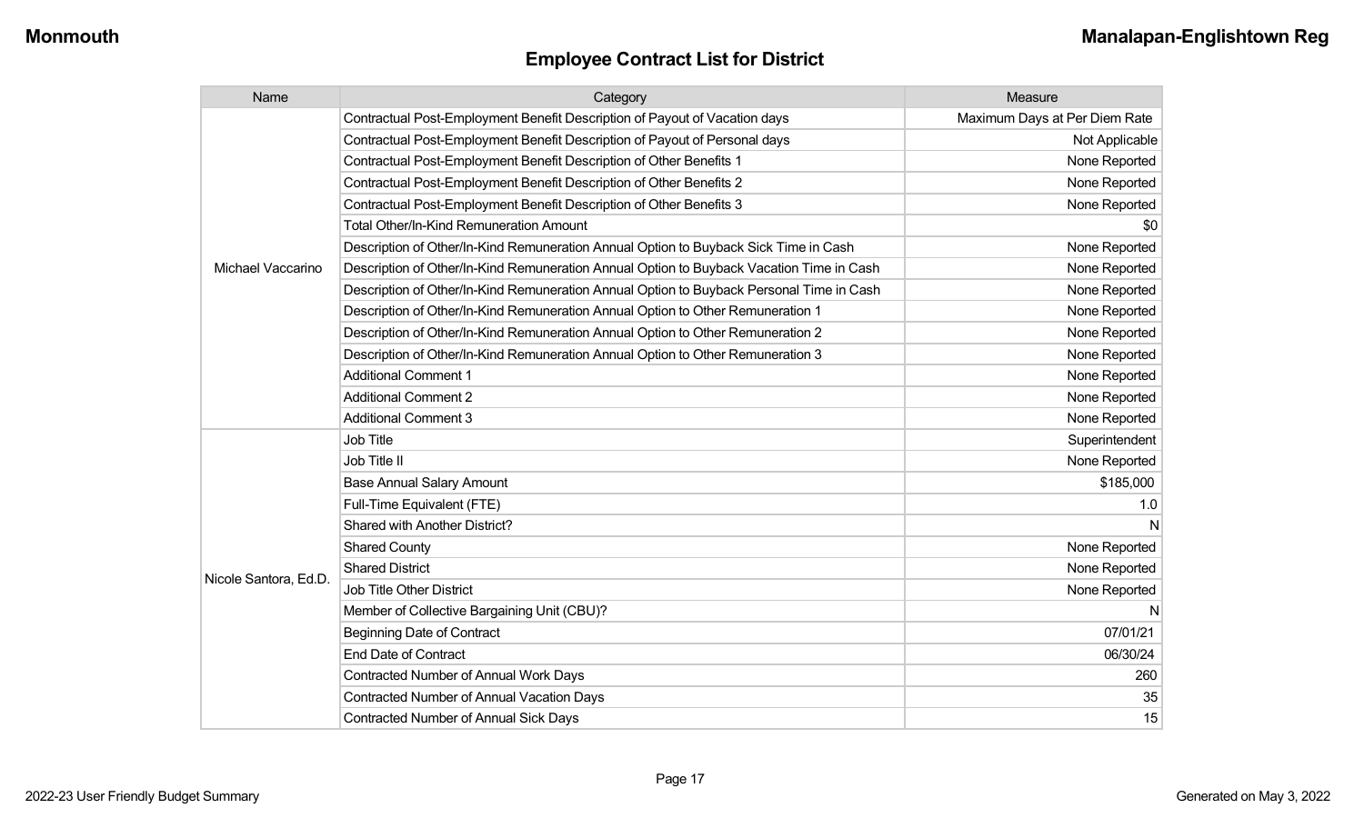Monmouth | Manalapan-Englishtown Reg

# Employee Contract List for District

| Name | Category | Measure |
|---|---|---|
| Michael Vaccarino | Contractual Post-Employment Benefit Description of Payout of Vacation days | Maximum Days at Per Diem Rate |
| | Contractual Post-Employment Benefit Description of Payout of Personal days | Not Applicable |
| | Contractual Post-Employment Benefit Description of Other Benefits 1 | None Reported |
| | Contractual Post-Employment Benefit Description of Other Benefits 2 | None Reported |
| | Contractual Post-Employment Benefit Description of Other Benefits 3 | None Reported |
| | Total Other/In-Kind Remuneration Amount | $0 |
| | Description of Other/In-Kind Remuneration Annual Option to Buyback Sick Time in Cash | None Reported |
| | Description of Other/In-Kind Remuneration Annual Option to Buyback Vacation Time in Cash | None Reported |
| | Description of Other/In-Kind Remuneration Annual Option to Buyback Personal Time in Cash | None Reported |
| | Description of Other/In-Kind Remuneration Annual Option to Other Remuneration 1 | None Reported |
| | Description of Other/In-Kind Remuneration Annual Option to Other Remuneration 2 | None Reported |
| | Description of Other/In-Kind Remuneration Annual Option to Other Remuneration 3 | None Reported |
| | Additional Comment 1 | None Reported |
| | Additional Comment 2 | None Reported |
| | Additional Comment 3 | None Reported |
| Nicole Santora, Ed.D. | Job Title | Superintendent |
| | Job Title II | None Reported |
| | Base Annual Salary Amount | $185,000 |
| | Full-Time Equivalent (FTE) | 1.0 |
| | Shared with Another District? | N |
| | Shared County | None Reported |
| | Shared District | None Reported |
| | Job Title Other District | None Reported |
| | Member of Collective Bargaining Unit (CBU)? | N |
| | Beginning Date of Contract | 07/01/21 |
| | End Date of Contract | 06/30/24 |
| | Contracted Number of Annual Work Days | 260 |
| | Contracted Number of Annual Vacation Days | 35 |
| | Contracted Number of Annual Sick Days | 15 |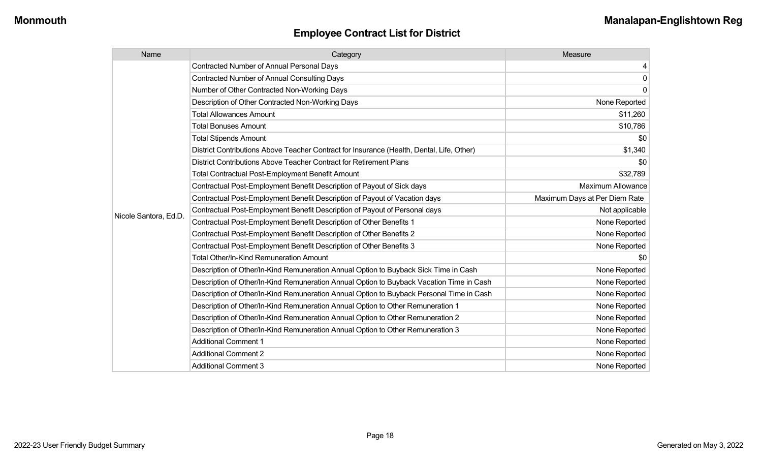## Employee Contract List for District

| Name | Category | Measure |
|---|---|---|
| Nicole Santora, Ed.D. | Contracted Number of Annual Personal Days | 4 |
| | Contracted Number of Annual Consulting Days | 0 |
| | Number of Other Contracted Non-Working Days | 0 |
| | Description of Other Contracted Non-Working Days | None Reported |
| | Total Allowances Amount | $11,260 |
| | Total Bonuses Amount | $10,786 |
| | Total Stipends Amount | $0 |
| | District Contributions Above Teacher Contract for Insurance (Health, Dental, Life, Other) | $1,340 |
| | District Contributions Above Teacher Contract for Retirement Plans | $0 |
| | Total Contractual Post-Employment Benefit Amount | $32,789 |
| | Contractual Post-Employment Benefit Description of Payout of Sick days | Maximum Allowance |
| | Contractual Post-Employment Benefit Description of Payout of Vacation days | Maximum Days at Per Diem Rate |
| | Contractual Post-Employment Benefit Description of Payout of Personal days | Not applicable |
| | Contractual Post-Employment Benefit Description of Other Benefits 1 | None Reported |
| | Contractual Post-Employment Benefit Description of Other Benefits 2 | None Reported |
| | Contractual Post-Employment Benefit Description of Other Benefits 3 | None Reported |
| | Total Other/In-Kind Remuneration Amount | $0 |
| | Description of Other/In-Kind Remuneration Annual Option to Buyback Sick Time in Cash | None Reported |
| | Description of Other/In-Kind Remuneration Annual Option to Buyback Vacation Time in Cash | None Reported |
| | Description of Other/In-Kind Remuneration Annual Option to Buyback Personal Time in Cash | None Reported |
| | Description of Other/In-Kind Remuneration Annual Option to Other Remuneration 1 | None Reported |
| | Description of Other/In-Kind Remuneration Annual Option to Other Remuneration 2 | None Reported |
| | Description of Other/In-Kind Remuneration Annual Option to Other Remuneration 3 | None Reported |
| | Additional Comment 1 | None Reported |
| | Additional Comment 2 | None Reported |
| | Additional Comment 3 | None Reported |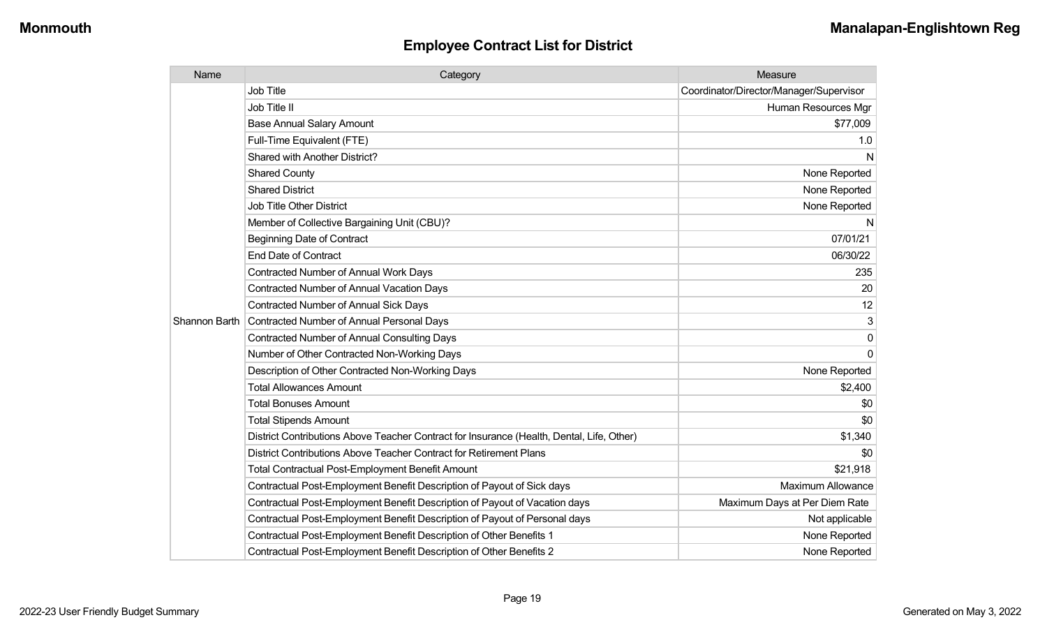## Employee Contract List for District

| Name | Category | Measure |
|---|---|---|
| Shannon Barth | Job Title | Coordinator/Director/Manager/Supervisor |
| | Job Title II | Human Resources Mgr |
| | Base Annual Salary Amount | $77,009 |
| | Full-Time Equivalent (FTE) | 1.0 |
| | Shared with Another District? | N |
| | Shared County | None Reported |
| | Shared District | None Reported |
| | Job Title Other District | None Reported |
| | Member of Collective Bargaining Unit (CBU)? | N |
| | Beginning Date of Contract | 07/01/21 |
| | End Date of Contract | 06/30/22 |
| | Contracted Number of Annual Work Days | 235 |
| | Contracted Number of Annual Vacation Days | 20 |
| | Contracted Number of Annual Sick Days | 12 |
| | Contracted Number of Annual Personal Days | 3 |
| | Contracted Number of Annual Consulting Days | 0 |
| | Number of Other Contracted Non-Working Days | 0 |
| | Description of Other Contracted Non-Working Days | None Reported |
| | Total Allowances Amount | $2,400 |
| | Total Bonuses Amount | $0 |
| | Total Stipends Amount | $0 |
| | District Contributions Above Teacher Contract for Insurance (Health, Dental, Life, Other) | $1,340 |
| | District Contributions Above Teacher Contract for Retirement Plans | $0 |
| | Total Contractual Post-Employment Benefit Amount | $21,918 |
| | Contractual Post-Employment Benefit Description of Payout of Sick days | Maximum Allowance |
| | Contractual Post-Employment Benefit Description of Payout of Vacation days | Maximum Days at Per Diem Rate |
| | Contractual Post-Employment Benefit Description of Payout of Personal days | Not applicable |
| | Contractual Post-Employment Benefit Description of Other Benefits 1 | None Reported |
| | Contractual Post-Employment Benefit Description of Other Benefits 2 | None Reported |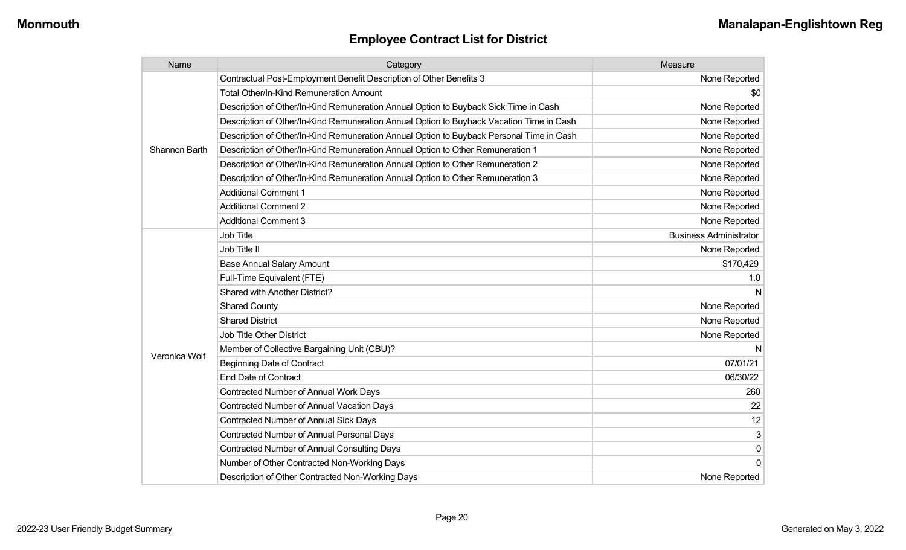## Employee Contract List for District

| Name | Category | Measure |
|---|---|---|
| Shannon Barth | Contractual Post-Employment Benefit Description of Other Benefits 3 | None Reported |
| | Total Other/In-Kind Remuneration Amount | $0 |
| | Description of Other/In-Kind Remuneration Annual Option to Buyback Sick Time in Cash | None Reported |
| | Description of Other/In-Kind Remuneration Annual Option to Buyback Vacation Time in Cash | None Reported |
| | Description of Other/In-Kind Remuneration Annual Option to Buyback Personal Time in Cash | None Reported |
| | Description of Other/In-Kind Remuneration Annual Option to Other Remuneration 1 | None Reported |
| | Description of Other/In-Kind Remuneration Annual Option to Other Remuneration 2 | None Reported |
| | Description of Other/In-Kind Remuneration Annual Option to Other Remuneration 3 | None Reported |
| | Additional Comment 1 | None Reported |
| | Additional Comment 2 | None Reported |
| | Additional Comment 3 | None Reported |
| Veronica Wolf | Job Title | Business Administrator |
| | Job Title II | None Reported |
| | Base Annual Salary Amount | $170,429 |
| | Full-Time Equivalent (FTE) | 1.0 |
| | Shared with Another District? | N |
| | Shared County | None Reported |
| | Shared District | None Reported |
| | Job Title Other District | None Reported |
| | Member of Collective Bargaining Unit (CBU)? | N |
| | Beginning Date of Contract | 07/01/21 |
| | End Date of Contract | 06/30/22 |
| | Contracted Number of Annual Work Days | 260 |
| | Contracted Number of Annual Vacation Days | 22 |
| | Contracted Number of Annual Sick Days | 12 |
| | Contracted Number of Annual Personal Days | 3 |
| | Contracted Number of Annual Consulting Days | 0 |
| | Number of Other Contracted Non-Working Days | 0 |
| | Description of Other Contracted Non-Working Days | None Reported |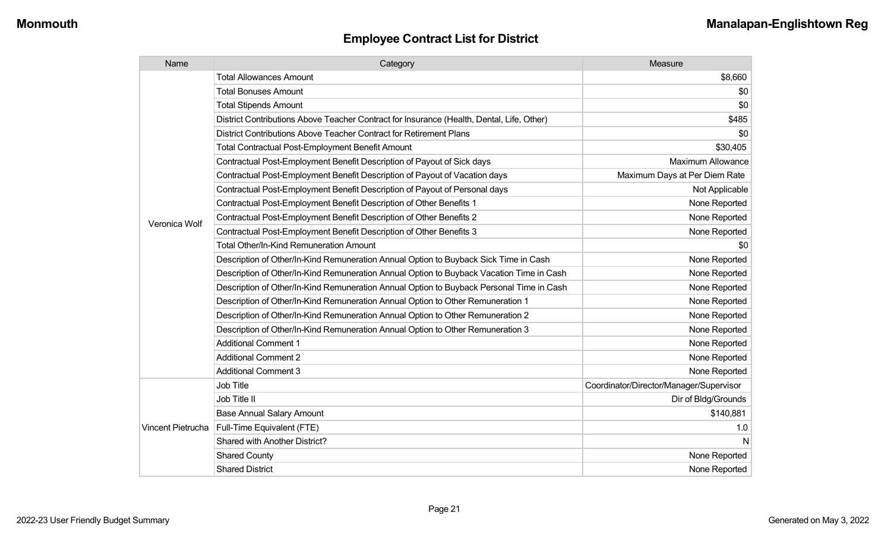## Employee Contract List for District

| Name | Category | Measure |
|---|---|---|
| Veronica Wolf | Total Allowances Amount | $8,660 |
| | Total Bonuses Amount | $0 |
| | Total Stipends Amount | $0 |
| | District Contributions Above Teacher Contract for Insurance (Health, Dental, Life, Other) | $485 |
| | District Contributions Above Teacher Contract for Retirement Plans | $0 |
| | Total Contractual Post-Employment Benefit Amount | $30,405 |
| | Contractual Post-Employment Benefit Description of Payout of Sick days | Maximum Allowance |
| | Contractual Post-Employment Benefit Description of Payout of Vacation days | Maximum Days at Per Diem Rate |
| | Contractual Post-Employment Benefit Description of Payout of Personal days | Not Applicable |
| | Contractual Post-Employment Benefit Description of Other Benefits 1 | None Reported |
| | Contractual Post-Employment Benefit Description of Other Benefits 2 | None Reported |
| | Contractual Post-Employment Benefit Description of Other Benefits 3 | None Reported |
| | Total Other/In-Kind Remuneration Amount | $0 |
| | Description of Other/In-Kind Remuneration Annual Option to Buyback Sick Time in Cash | None Reported |
| | Description of Other/In-Kind Remuneration Annual Option to Buyback Vacation Time in Cash | None Reported |
| | Description of Other/In-Kind Remuneration Annual Option to Buyback Personal Time in Cash | None Reported |
| | Description of Other/In-Kind Remuneration Annual Option to Other Remuneration 1 | None Reported |
| | Description of Other/In-Kind Remuneration Annual Option to Other Remuneration 2 | None Reported |
| | Description of Other/In-Kind Remuneration Annual Option to Other Remuneration 3 | None Reported |
| | Additional Comment 1 | None Reported |
| | Additional Comment 2 | None Reported |
| | Additional Comment 3 | None Reported |
| Vincent Pietrucha | Job Title | Coordinator/Director/Manager/Supervisor |
| | Job Title II | Dir of Bldg/Grounds |
| | Base Annual Salary Amount | $140,881 |
| | Full-Time Equivalent (FTE) | 1.0 |
| | Shared with Another District? | N |
| | Shared County | None Reported |
| | Shared District | None Reported |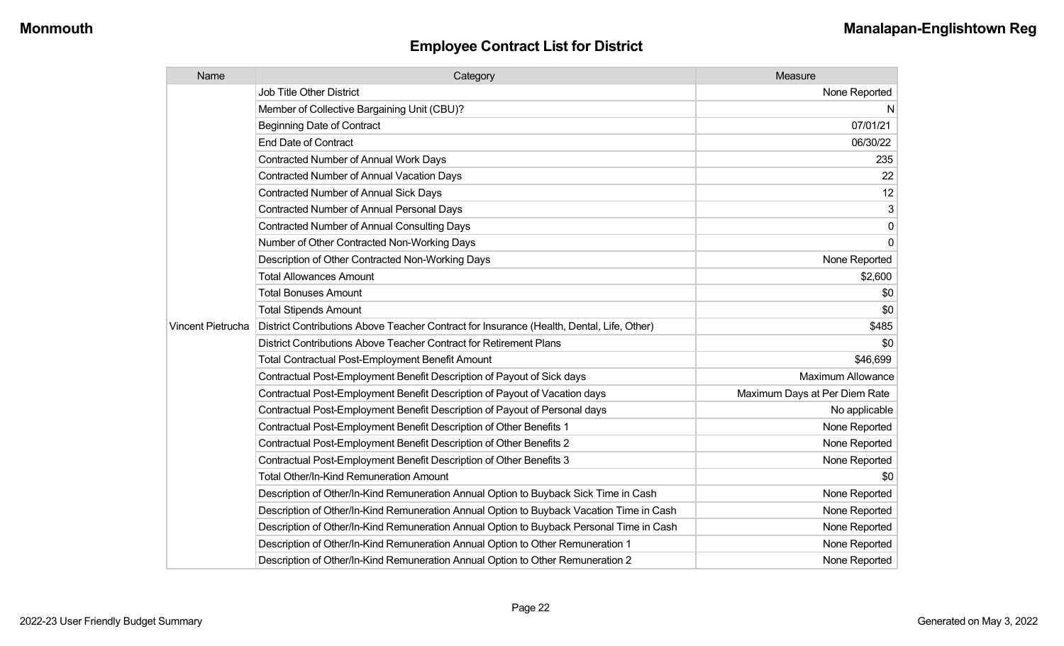## Employee Contract List for District

| Name | Category | Measure |
|---|---|---|
| Vincent Pietrucha | Job Title Other District | None Reported |
| | Member of Collective Bargaining Unit (CBU)? | N |
| | Beginning Date of Contract | 07/01/21 |
| | End Date of Contract | 06/30/22 |
| | Contracted Number of Annual Work Days | 235 |
| | Contracted Number of Annual Vacation Days | 22 |
| | Contracted Number of Annual Sick Days | 12 |
| | Contracted Number of Annual Personal Days | 3 |
| | Contracted Number of Annual Consulting Days | 0 |
| | Number of Other Contracted Non-Working Days | 0 |
| | Description of Other Contracted Non-Working Days | None Reported |
| | Total Allowances Amount | $2,600 |
| | Total Bonuses Amount | $0 |
| | Total Stipends Amount | $0 |
| | District Contributions Above Teacher Contract for Insurance (Health, Dental, Life, Other) | $485 |
| | District Contributions Above Teacher Contract for Retirement Plans | $0 |
| | Total Contractual Post-Employment Benefit Amount | $46,699 |
| | Contractual Post-Employment Benefit Description of Payout of Sick days | Maximum Allowance |
| | Contractual Post-Employment Benefit Description of Payout of Vacation days | Maximum Days at Per Diem Rate |
| | Contractual Post-Employment Benefit Description of Payout of Personal days | No applicable |
| | Contractual Post-Employment Benefit Description of Other Benefits 1 | None Reported |
| | Contractual Post-Employment Benefit Description of Other Benefits 2 | None Reported |
| | Contractual Post-Employment Benefit Description of Other Benefits 3 | None Reported |
| | Total Other/In-Kind Remuneration Amount | $0 |
| | Description of Other/In-Kind Remuneration Annual Option to Buyback Sick Time in Cash | None Reported |
| | Description of Other/In-Kind Remuneration Annual Option to Buyback Vacation Time in Cash | None Reported |
| | Description of Other/In-Kind Remuneration Annual Option to Buyback Personal Time in Cash | None Reported |
| | Description of Other/In-Kind Remuneration Annual Option to Other Remuneration 1 | None Reported |
| | Description of Other/In-Kind Remuneration Annual Option to Other Remuneration 2 | None Reported |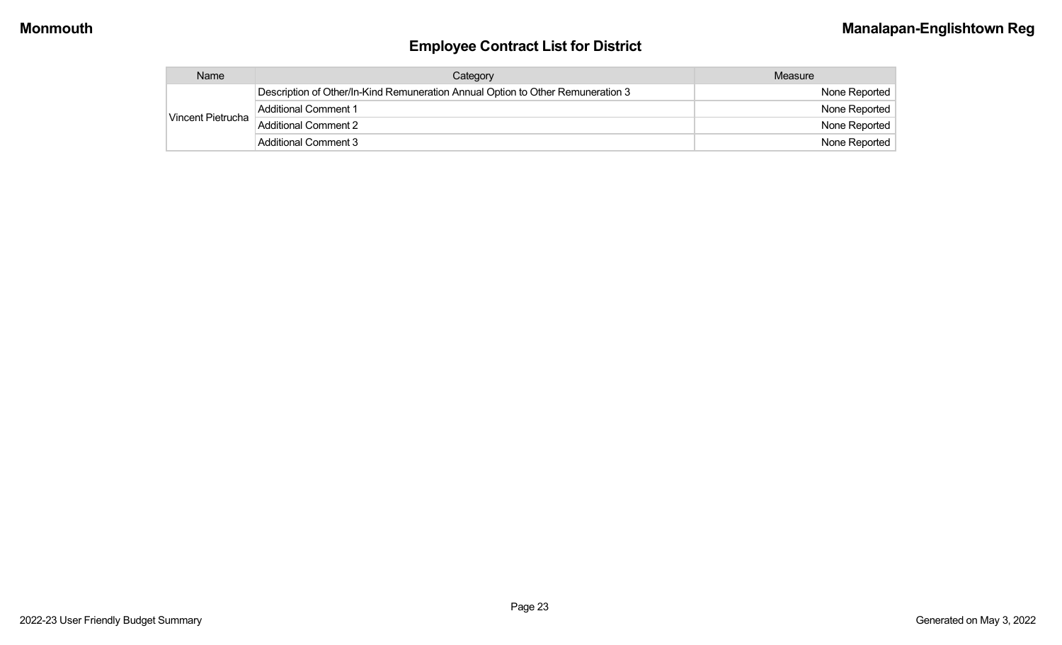## Employee Contract List for District

| Name | Category | Measure |
|---|---|---|
| Vincent Pietrucha | Description of Other/In-Kind Remuneration Annual Option to Other Remuneration 3 | None Reported |
| | Additional Comment 1 | None Reported |
| | Additional Comment 2 | None Reported |
| | Additional Comment 3 | None Reported |